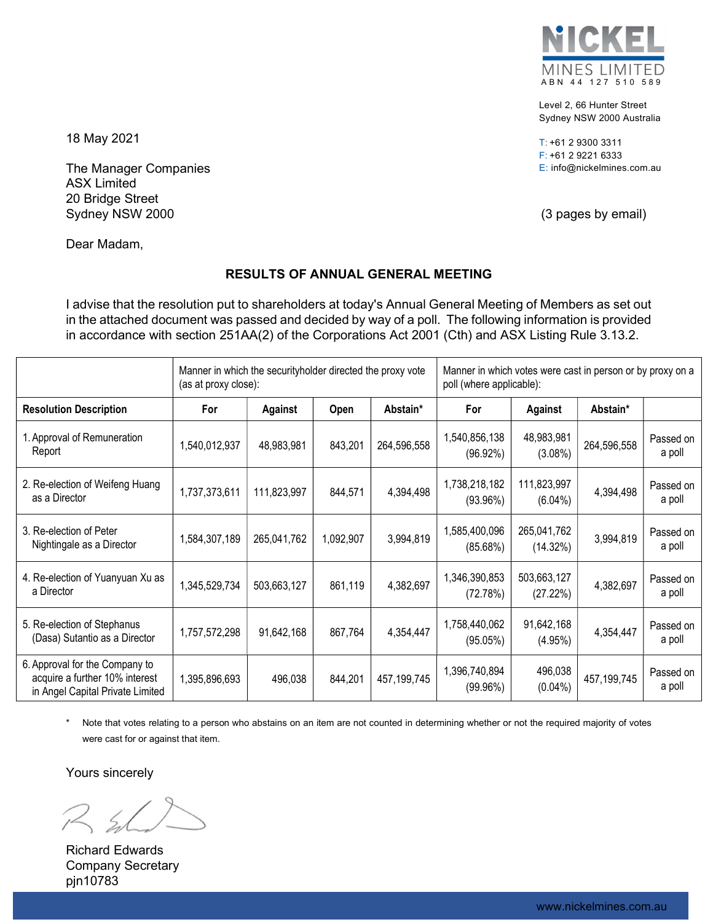NICKEL MINES LIMITED
ABN 44 127 510 589

Level 2, 66 Hunter Street
Sydney NSW 2000 Australia

T: +61 2 9300 3311
F: +61 2 9221 6333
E: info@nickelmines.com.au

18 May 2021

The Manager Companies
ASX Limited
20 Bridge Street
Sydney NSW 2000

(3 pages by email)

Dear Madam,

## RESULTS OF ANNUAL GENERAL MEETING

I advise that the resolution put to shareholders at today's Annual General Meeting of Members as set out in the attached document was passed and decided by way of a poll. The following information is provided in accordance with section 251AA(2) of the Corporations Act 2001 (Cth) and ASX Listing Rule 3.13.2.

| | Manner in which the securityholder directed the proxy vote (as at proxy close): | | | | Manner in which votes were cast in person or by proxy on a poll (where applicable): | | | |
|---|---|---|---|---|---|---|---|---|
| **Resolution Description** | **For** | **Against** | **Open** | **Abstain*** | **For** | **Against** | **Abstain*** | |
| 1. Approval of Remuneration Report | 1,540,012,937 | 48,983,981 | 843,201 | 264,596,558 | 1,540,856,138 (96.92%) | 48,983,981 (3.08%) | 264,596,558 | Passed on a poll |
| 2. Re-election of Weifeng Huang as a Director | 1,737,373,611 | 111,823,997 | 844,571 | 4,394,498 | 1,738,218,182 (93.96%) | 111,823,997 (6.04%) | 4,394,498 | Passed on a poll |
| 3. Re-election of Peter Nightingale as a Director | 1,584,307,189 | 265,041,762 | 1,092,907 | 3,994,819 | 1,585,400,096 (85.68%) | 265,041,762 (14.32%) | 3,994,819 | Passed on a poll |
| 4. Re-election of Yuanyuan Xu as a Director | 1,345,529,734 | 503,663,127 | 861,119 | 4,382,697 | 1,346,390,853 (72.78%) | 503,663,127 (27.22%) | 4,382,697 | Passed on a poll |
| 5. Re-election of Stephanus (Dasa) Sutantio as a Director | 1,757,572,298 | 91,642,168 | 867,764 | 4,354,447 | 1,758,440,062 (95.05%) | 91,642,168 (4.95%) | 4,354,447 | Passed on a poll |
| 6. Approval for the Company to acquire a further 10% interest in Angel Capital Private Limited | 1,395,896,693 | 496,038 | 844,201 | 457,199,745 | 1,396,740,894 (99.96%) | 496,038 (0.04%) | 457,199,745 | Passed on a poll |

\* Note that votes relating to a person who abstains on an item are not counted in determining whether or not the required majority of votes were cast for or against that item.

Yours sincerely

Richard Edwards
Company Secretary
pjn10783

www.nickelmines.com.au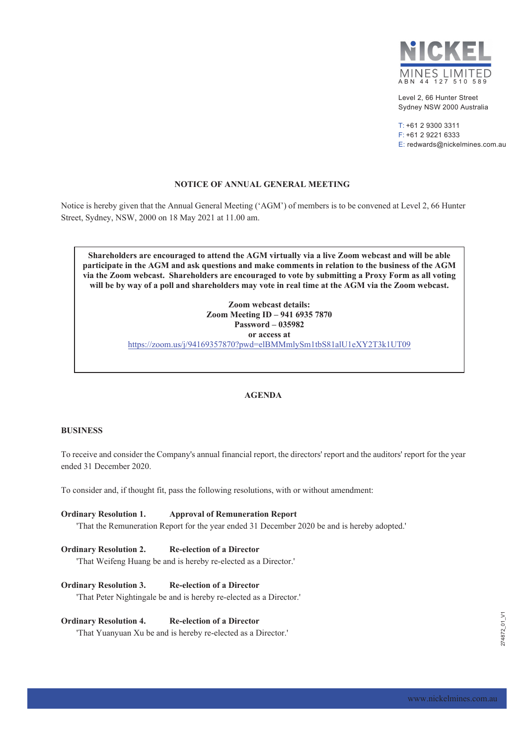NICKEL MINES LIMITED
ABN 44 127 510 589

Level 2, 66 Hunter Street
Sydney NSW 2000 Australia

T: +61 2 9300 3311
F: +61 2 9221 6333
E: redwards@nickelmines.com.au

# NOTICE OF ANNUAL GENERAL MEETING

Notice is hereby given that the Annual General Meeting ('AGM') of members is to be convened at Level 2, 66 Hunter Street, Sydney, NSW, 2000 on 18 May 2021 at 11.00 am.

**Shareholders are encouraged to attend the AGM virtually via a live Zoom webcast and will be able participate in the AGM and ask questions and make comments in relation to the business of the AGM via the Zoom webcast. Shareholders are encouraged to vote by submitting a Proxy Form as all voting will be by way of a poll and shareholders may vote in real time at the AGM via the Zoom webcast.**

**Zoom webcast details:**
**Zoom Meeting ID – 941 6935 7870**
**Password – 035982**
**or access at**
https://zoom.us/j/94169357870?pwd=elBMMmlySm1tbS81alU1eXY2T3k1UT09

## AGENDA

### BUSINESS

To receive and consider the Company's annual financial report, the directors' report and the auditors' report for the year ended 31 December 2020.

To consider and, if thought fit, pass the following resolutions, with or without amendment:

**Ordinary Resolution 1. Approval of Remuneration Report**
'That the Remuneration Report for the year ended 31 December 2020 be and is hereby adopted.'

**Ordinary Resolution 2. Re-election of a Director**
'That Weifeng Huang be and is hereby re-elected as a Director.'

**Ordinary Resolution 3. Re-election of a Director**
'That Peter Nightingale be and is hereby re-elected as a Director.'

**Ordinary Resolution 4. Re-election of a Director**
'That Yuanyuan Xu be and is hereby re-elected as a Director.'

274872_01_V1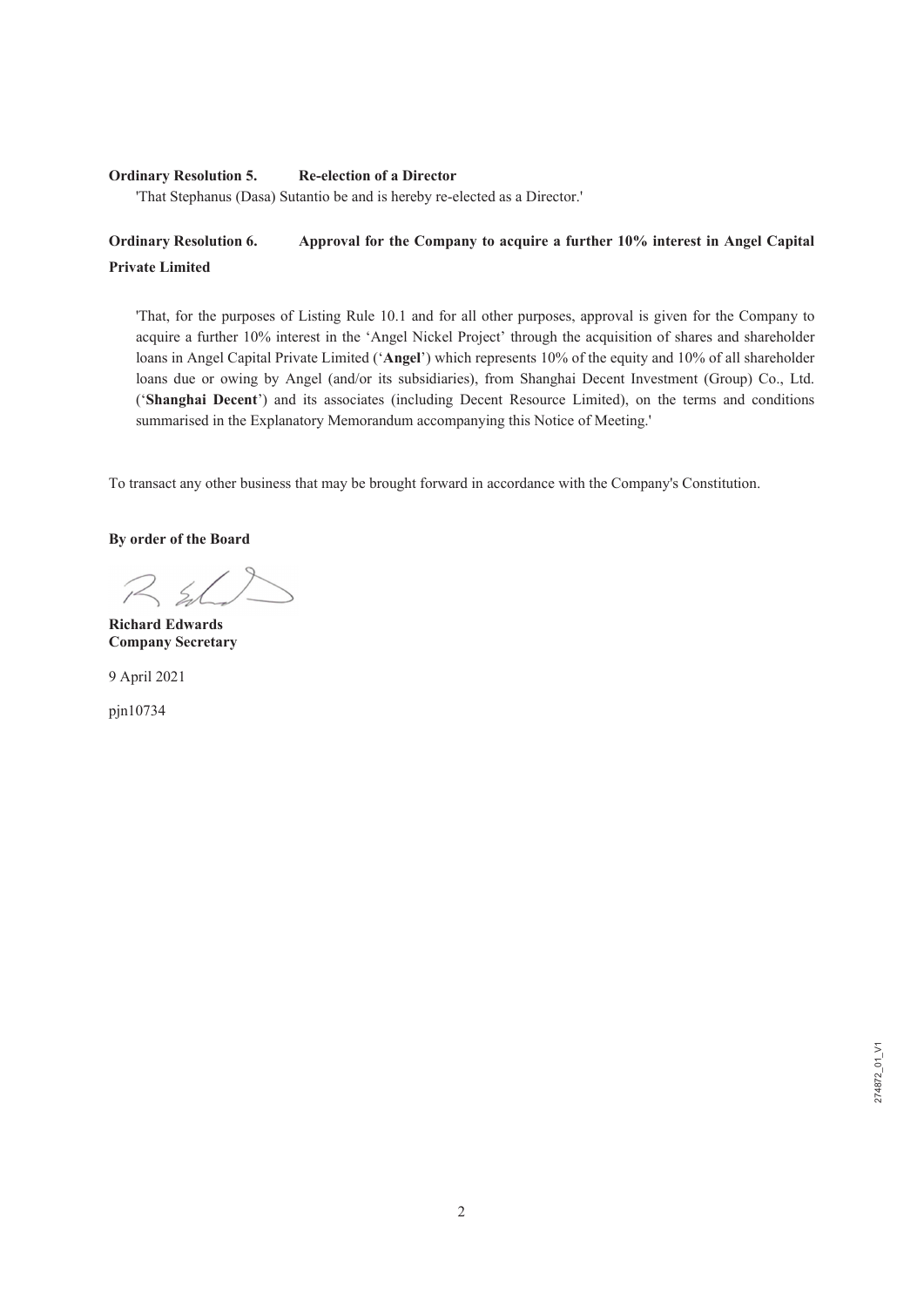**Ordinary Resolution 5. Re-election of a Director**

'That Stephanus (Dasa) Sutantio be and is hereby re-elected as a Director.'

**Ordinary Resolution 6. Approval for the Company to acquire a further 10% interest in Angel Capital Private Limited**

'That, for the purposes of Listing Rule 10.1 and for all other purposes, approval is given for the Company to acquire a further 10% interest in the 'Angel Nickel Project' through the acquisition of shares and shareholder loans in Angel Capital Private Limited ('**Angel**') which represents 10% of the equity and 10% of all shareholder loans due or owing by Angel (and/or its subsidiaries), from Shanghai Decent Investment (Group) Co., Ltd. ('**Shanghai Decent**') and its associates (including Decent Resource Limited), on the terms and conditions summarised in the Explanatory Memorandum accompanying this Notice of Meeting.'

To transact any other business that may be brought forward in accordance with the Company's Constitution.

**By order of the Board**

**Richard Edwards**
**Company Secretary**

9 April 2021

pjn10734